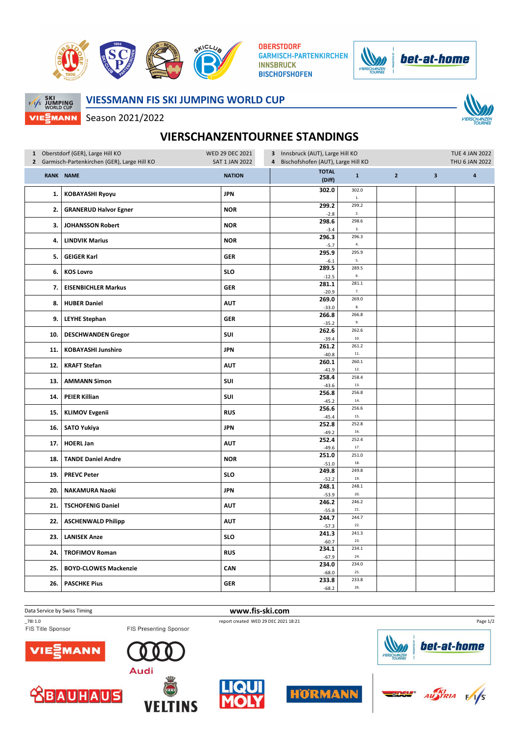OBERSTDORF
GARMISCH-PARTENKIRCHEN
INNSBRUCK
BISCHOFSHOFEN

# VIESSMANN FIS SKI JUMPING WORLD CUP

Season 2021/2022

## VIERSCHANZENTOURNEE STANDINGS

| | | | |
|---|---|---|---|
| 1 Oberstdorf (GER), Large Hill KO | WED 29 DEC 2021 | 3 Innsbruck (AUT), Large Hill KO | TUE 4 JAN 2022 |
| 2 Garmisch-Partenkirchen (GER), Large Hill KO | SAT 1 JAN 2022 | 4 Bischofshofen (AUT), Large Hill KO | THU 6 JAN 2022 |

| RANK | NAME | NATION | TOTAL (Diff) | 1 | 2 | 3 | 4 |
|---|---|---|---|---|---|---|---|
| 1. | KOBAYASHI Ryoyu | JPN | 302.0 | 302.0 1. | | | |
| 2. | GRANERUD Halvor Egner | NOR | 299.2 -2.8 | 299.2 2. | | | |
| 3. | JOHANSSON Robert | NOR | 298.6 -3.4 | 298.6 3. | | | |
| 4. | LINDVIK Marius | NOR | 296.3 -5.7 | 296.3 4. | | | |
| 5. | GEIGER Karl | GER | 295.9 -6.1 | 295.9 5. | | | |
| 6. | KOS Lovro | SLO | 289.5 -12.5 | 289.5 6. | | | |
| 7. | EISENBICHLER Markus | GER | 281.1 -20.9 | 281.1 7. | | | |
| 8. | HUBER Daniel | AUT | 269.0 -33.0 | 269.0 8. | | | |
| 9. | LEYHE Stephan | GER | 266.8 -35.2 | 266.8 9. | | | |
| 10. | DESCHWANDEN Gregor | SUI | 262.6 -39.4 | 262.6 10. | | | |
| 11. | KOBAYASHI Junshiro | JPN | 261.2 -40.8 | 261.2 11. | | | |
| 12. | KRAFT Stefan | AUT | 260.1 -41.9 | 260.1 12. | | | |
| 13. | AMMANN Simon | SUI | 258.4 -43.6 | 258.4 13. | | | |
| 14. | PEIER Killian | SUI | 256.8 -45.2 | 256.8 14. | | | |
| 15. | KLIMOV Evgenii | RUS | 256.6 -45.4 | 256.6 15. | | | |
| 16. | SATO Yukiya | JPN | 252.8 -49.2 | 252.8 16. | | | |
| 17. | HOERL Jan | AUT | 252.4 -49.6 | 252.4 17. | | | |
| 18. | TANDE Daniel Andre | NOR | 251.0 -51.0 | 251.0 18. | | | |
| 19. | PREVC Peter | SLO | 249.8 -52.2 | 249.8 19. | | | |
| 20. | NAKAMURA Naoki | JPN | 248.1 -53.9 | 248.1 20. | | | |
| 21. | TSCHOFENIG Daniel | AUT | 246.2 -55.8 | 246.2 21. | | | |
| 22. | ASCHENWALD Philipp | AUT | 244.7 -57.3 | 244.7 22. | | | |
| 23. | LANISEK Anze | SLO | 241.3 -60.7 | 241.3 23. | | | |
| 24. | TROFIMOV Roman | RUS | 234.1 -67.9 | 234.1 24. | | | |
| 25. | BOYD-CLOWES Mackenzie | CAN | 234.0 -68.0 | 234.0 25. | | | |
| 26. | PASCHKE Pius | GER | 233.8 -68.2 | 233.8 26. | | | |

Data Service by Swiss Timing — www.fis-ski.com

_78I 1.0 — report created WED 29 DEC 2021 18:21

FIS Title Sponsor — FIS Presenting Sponsor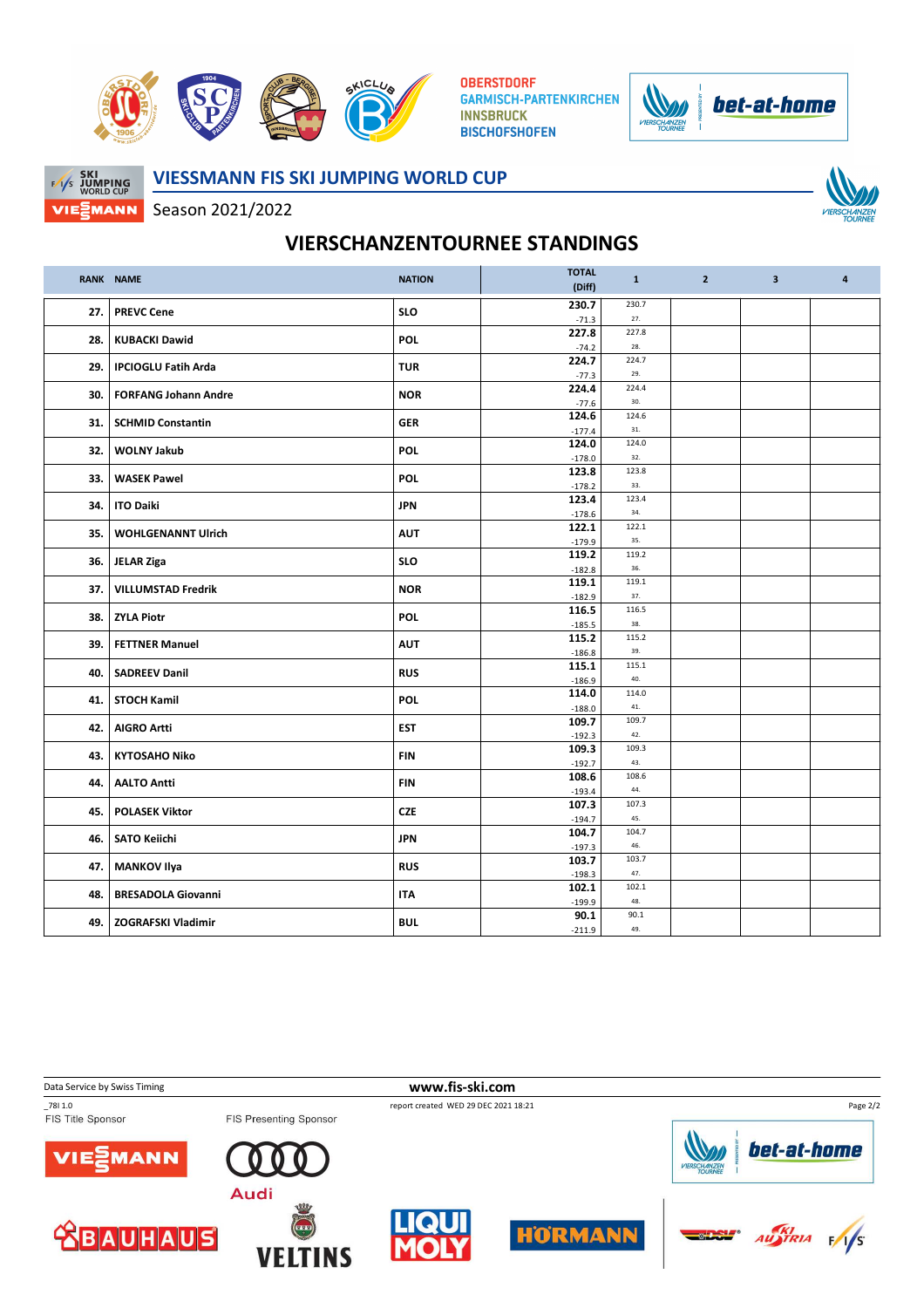OBERSTDORF
GARMISCH-PARTENKIRCHEN
INNSBRUCK
BISCHOFSHOFEN

## VIESSMANN FIS SKI JUMPING WORLD CUP

Season 2021/2022

# VIERSCHANZENTOURNEE STANDINGS

| RANK | NAME | NATION | TOTAL (Diff) | 1 | 2 | 3 | 4 |
|---|---|---|---|---|---|---|---|
| 27. | PREVC Cene | SLO | 230.7 -71.3 | 230.7 27. | | | |
| 28. | KUBACKI Dawid | POL | 227.8 -74.2 | 227.8 28. | | | |
| 29. | IPCIOGLU Fatih Arda | TUR | 224.7 -77.3 | 224.7 29. | | | |
| 30. | FORFANG Johann Andre | NOR | 224.4 -77.6 | 224.4 30. | | | |
| 31. | SCHMID Constantin | GER | 124.6 -177.4 | 124.6 31. | | | |
| 32. | WOLNY Jakub | POL | 124.0 -178.0 | 124.0 32. | | | |
| 33. | WASEK Pawel | POL | 123.8 -178.2 | 123.8 33. | | | |
| 34. | ITO Daiki | JPN | 123.4 -178.6 | 123.4 34. | | | |
| 35. | WOHLGENANNT Ulrich | AUT | 122.1 -179.9 | 122.1 35. | | | |
| 36. | JELAR Ziga | SLO | 119.2 -182.8 | 119.2 36. | | | |
| 37. | VILLUMSTAD Fredrik | NOR | 119.1 -182.9 | 119.1 37. | | | |
| 38. | ZYLA Piotr | POL | 116.5 -185.5 | 116.5 38. | | | |
| 39. | FETTNER Manuel | AUT | 115.2 -186.8 | 115.2 39. | | | |
| 40. | SADREEV Danil | RUS | 115.1 -186.9 | 115.1 40. | | | |
| 41. | STOCH Kamil | POL | 114.0 -188.0 | 114.0 41. | | | |
| 42. | AIGRO Artti | EST | 109.7 -192.3 | 109.7 42. | | | |
| 43. | KYTOSAHO Niko | FIN | 109.3 -192.7 | 109.3 43. | | | |
| 44. | AALTO Antti | FIN | 108.6 -193.4 | 108.6 44. | | | |
| 45. | POLASEK Viktor | CZE | 107.3 -194.7 | 107.3 45. | | | |
| 46. | SATO Keiichi | JPN | 104.7 -197.3 | 104.7 46. | | | |
| 47. | MANKOV Ilya | RUS | 103.7 -198.3 | 103.7 47. | | | |
| 48. | BRESADOLA Giovanni | ITA | 102.1 -199.9 | 102.1 48. | | | |
| 49. | ZOGRAFSKI Vladimir | BUL | 90.1 -211.9 | 90.1 49. | | | |

Data Service by Swiss Timing

www.fis-ski.com

_78I 1.0

report created WED 29 DEC 2021 18:21

FIS Title Sponsor

FIS Presenting Sponsor